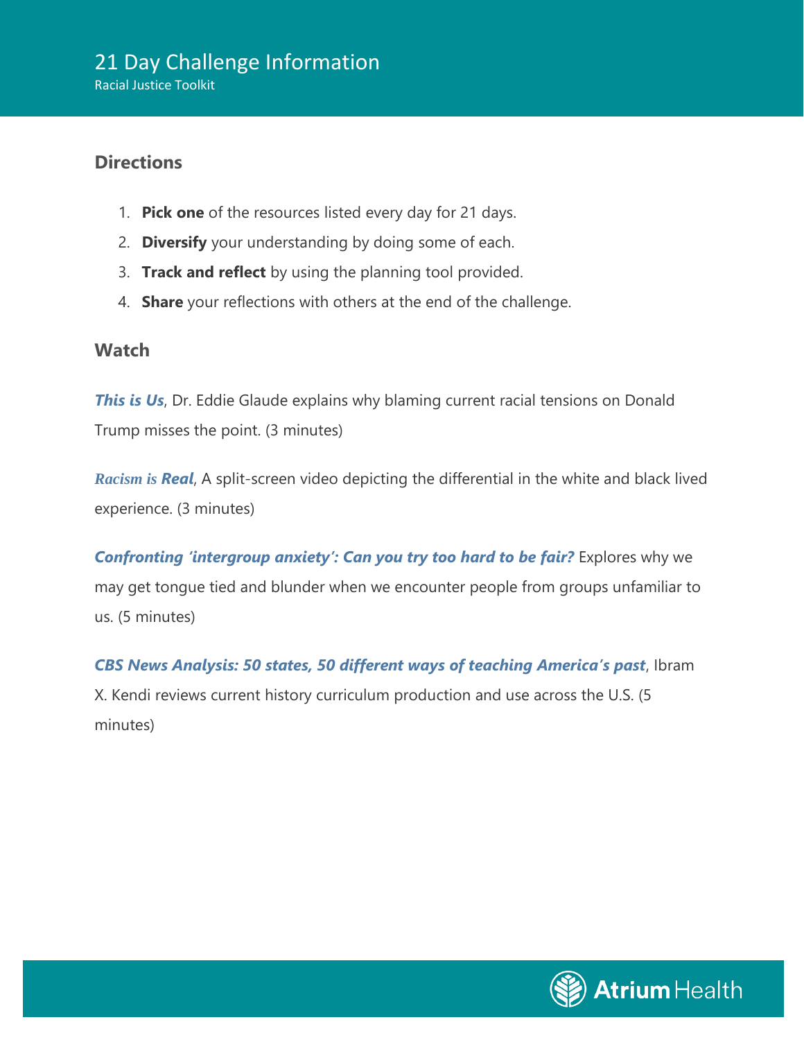# 21 Day Challenge Information

Racial Justice Toolkit

## Directions

1. **Pick one** of the resources listed every day for 21 days.
2. **Diversify** your understanding by doing some of each.
3. **Track and reflect** by using the planning tool provided.
4. **Share** your reflections with others at the end of the challenge.

## Watch

***This is Us***, Dr. Eddie Glaude explains why blaming current racial tensions on Donald Trump misses the point. (3 minutes)

***Racism is Real***, A split-screen video depicting the differential in the white and black lived experience. (3 minutes)

***Confronting 'intergroup anxiety': Can you try too hard to be fair?*** Explores why we may get tongue tied and blunder when we encounter people from groups unfamiliar to us. (5 minutes)

***CBS News Analysis: 50 states, 50 different ways of teaching America's past***, Ibram X. Kendi reviews current history curriculum production and use across the U.S. (5 minutes)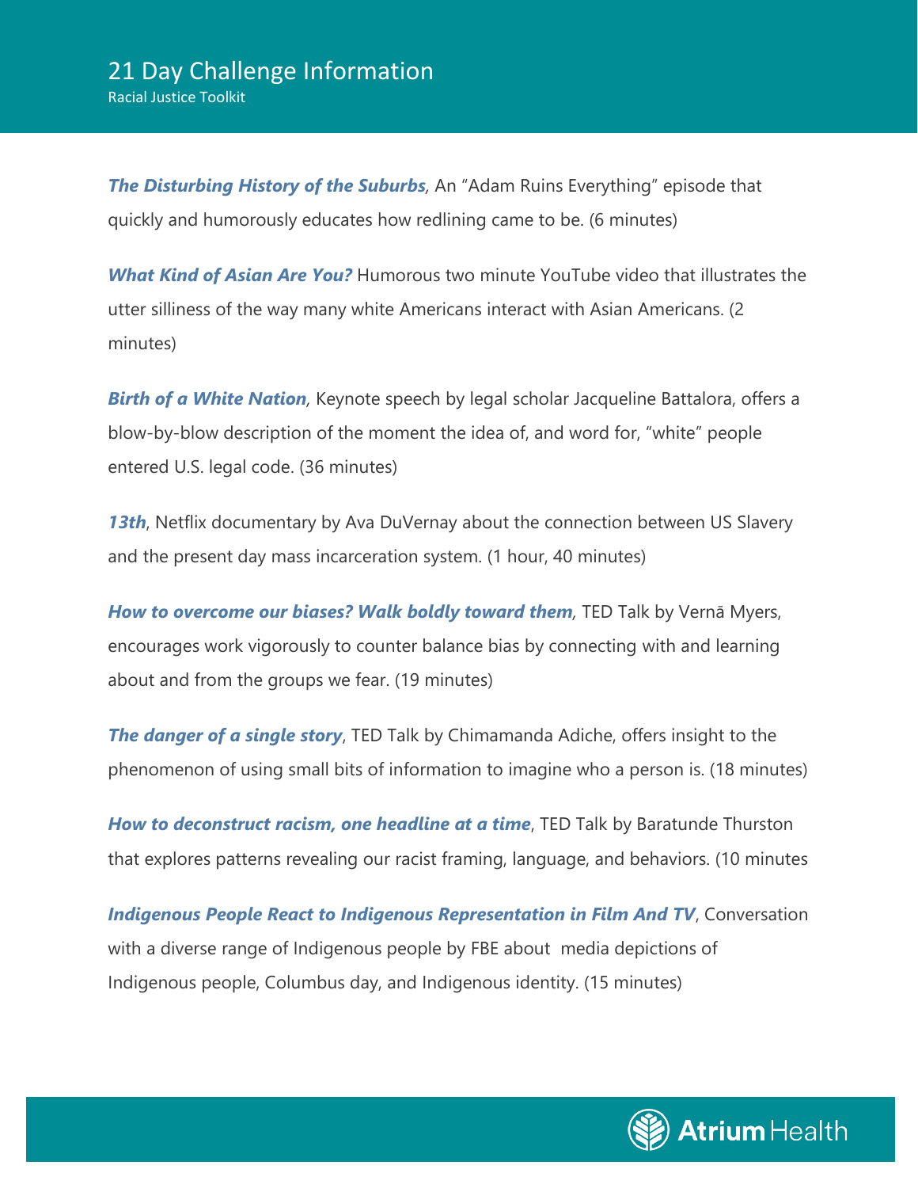***The Disturbing History of the Suburbs***, An "Adam Ruins Everything" episode that quickly and humorously educates how redlining came to be. (6 minutes)

***What Kind of Asian Are You?*** Humorous two minute YouTube video that illustrates the utter silliness of the way many white Americans interact with Asian Americans. (2 minutes)

***Birth of a White Nation***, Keynote speech by legal scholar Jacqueline Battalora, offers a blow-by-blow description of the moment the idea of, and word for, "white" people entered U.S. legal code. (36 minutes)

***13th***, Netflix documentary by Ava DuVernay about the connection between US Slavery and the present day mass incarceration system. (1 hour, 40 minutes)

***How to overcome our biases? Walk boldly toward them***, TED Talk by Vernā Myers, encourages work vigorously to counter balance bias by connecting with and learning about and from the groups we fear. (19 minutes)

***The danger of a single story***, TED Talk by Chimamanda Adiche, offers insight to the phenomenon of using small bits of information to imagine who a person is. (18 minutes)

***How to deconstruct racism, one headline at a time***, TED Talk by Baratunde Thurston that explores patterns revealing our racist framing, language, and behaviors. (10 minutes

***Indigenous People React to Indigenous Representation in Film And TV***, Conversation with a diverse range of Indigenous people by FBE about media depictions of Indigenous people, Columbus day, and Indigenous identity. (15 minutes)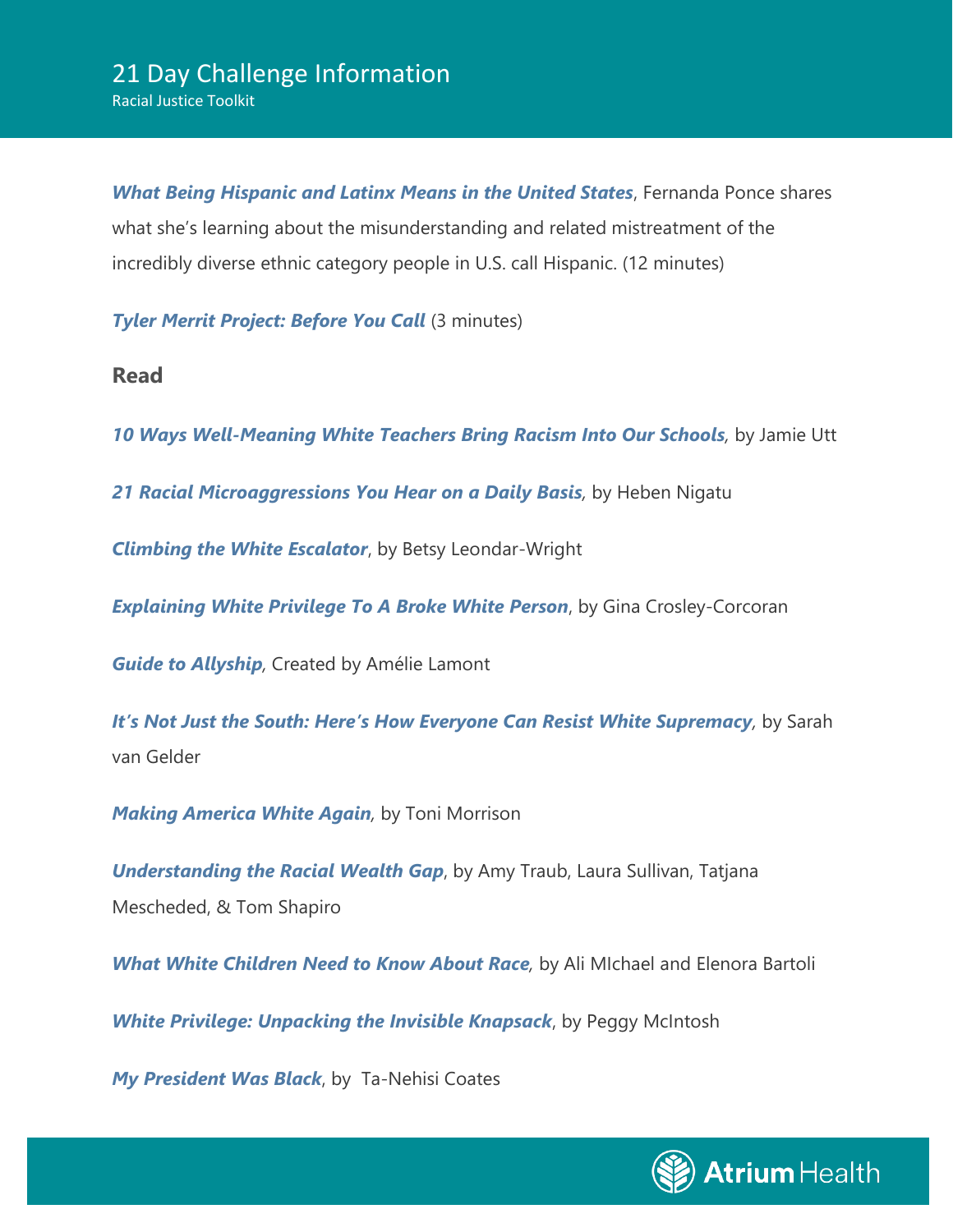***What Being Hispanic and Latinx Means in the United States***, Fernanda Ponce shares what she's learning about the misunderstanding and related mistreatment of the incredibly diverse ethnic category people in U.S. call Hispanic. (12 minutes)

***Tyler Merrit Project: Before You Call*** (3 minutes)

## Read

***10 Ways Well-Meaning White Teachers Bring Racism Into Our Schools***, by Jamie Utt

***21 Racial Microaggressions You Hear on a Daily Basis***, by Heben Nigatu

***Climbing the White Escalator***, by Betsy Leondar-Wright

***Explaining White Privilege To A Broke White Person***, by Gina Crosley-Corcoran

***Guide to Allyship***, Created by Amélie Lamont

***It's Not Just the South: Here's How Everyone Can Resist White Supremacy***, by Sarah van Gelder

***Making America White Again***, by Toni Morrison

***Understanding the Racial Wealth Gap***, by Amy Traub, Laura Sullivan, Tatjana Mescheded, & Tom Shapiro

***What White Children Need to Know About Race***, by Ali MIchael and Elenora Bartoli

***White Privilege: Unpacking the Invisible Knapsack***, by Peggy McIntosh

***My President Was Black***, by Ta-Nehisi Coates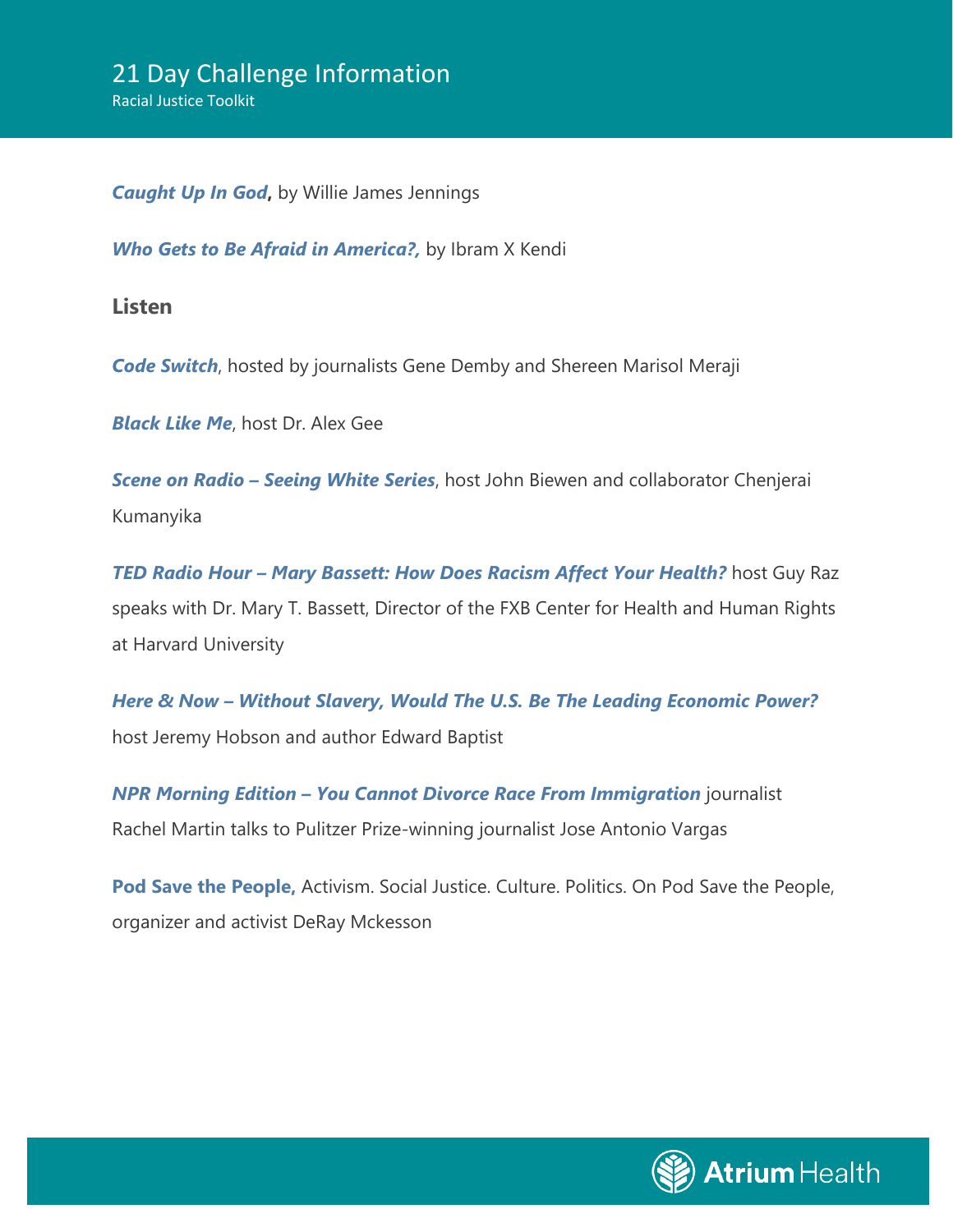***Caught Up In God*****,** by Willie James Jennings

***Who Gets to Be Afraid in America?,*** by Ibram X Kendi

## Listen

***Code Switch***, hosted by journalists Gene Demby and Shereen Marisol Meraji

***Black Like Me***, host Dr. Alex Gee

***Scene on Radio – Seeing White Series***, host John Biewen and collaborator Chenjerai Kumanyika

***TED Radio Hour – Mary Bassett: How Does Racism Affect Your Health?*** host Guy Raz speaks with Dr. Mary T. Bassett, Director of the FXB Center for Health and Human Rights at Harvard University

***Here & Now – Without Slavery, Would The U.S. Be The Leading Economic Power?*** host Jeremy Hobson and author Edward Baptist

***NPR Morning Edition – You Cannot Divorce Race From Immigration*** journalist Rachel Martin talks to Pulitzer Prize-winning journalist Jose Antonio Vargas

**Pod Save the People,** Activism. Social Justice. Culture. Politics. On Pod Save the People, organizer and activist DeRay Mckesson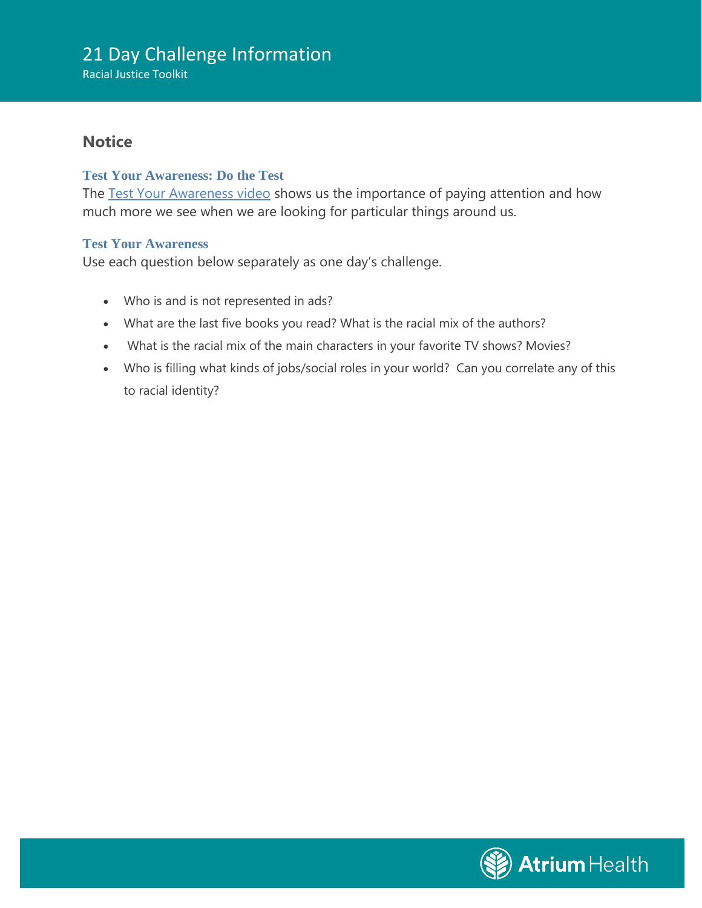## Notice

### Test Your Awareness: Do the Test

The Test Your Awareness video shows us the importance of paying attention and how much more we see when we are looking for particular things around us.

### Test Your Awareness

Use each question below separately as one day's challenge.

- Who is and is not represented in ads?
- What are the last five books you read? What is the racial mix of the authors?
- What is the racial mix of the main characters in your favorite TV shows? Movies?
- Who is filling what kinds of jobs/social roles in your world? Can you correlate any of this to racial identity?